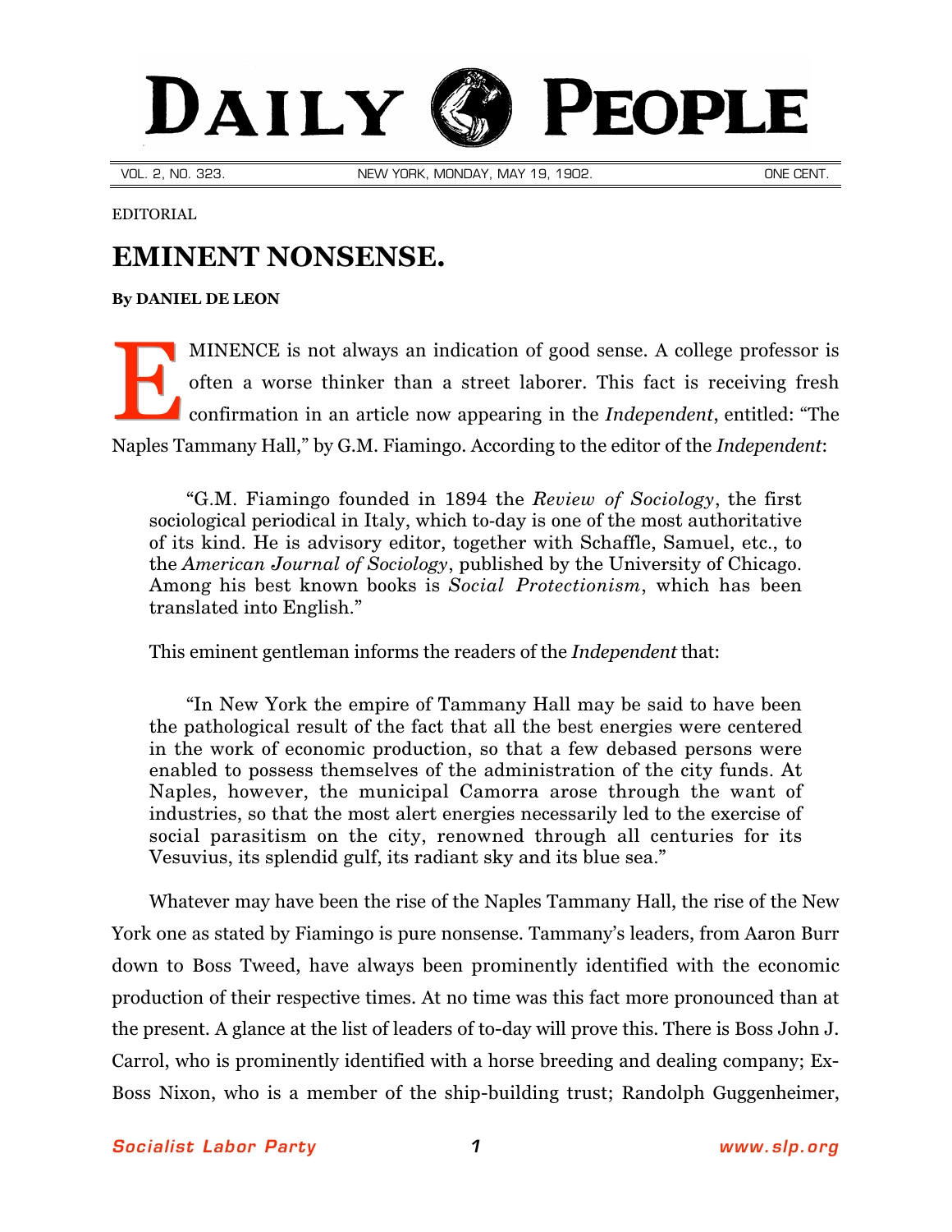# DAILY PEOPLE

VOL. 2, NO. 323. NEW YORK, MONDAY, MAY 19, 1902. ONE CENT.

EDITORIAL

## EMINENT NONSENSE.

**By DANIEL DE LEON**

EMINENCE is not always an indication of good sense. A college professor is often a worse thinker than a street laborer. This fact is receiving fresh confirmation in an article now appearing in the *Independent*, entitled: "The Naples Tammany Hall," by G.M. Fiamingo. According to the editor of the *Independent*:

> "G.M. Fiamingo founded in 1894 the *Review of Sociology*, the first sociological periodical in Italy, which to-day is one of the most authoritative of its kind. He is advisory editor, together with Schaffle, Samuel, etc., to the *American Journal of Sociology*, published by the University of Chicago. Among his best known books is *Social Protectionism*, which has been translated into English."

This eminent gentleman informs the readers of the *Independent* that:

> "In New York the empire of Tammany Hall may be said to have been the pathological result of the fact that all the best energies were centered in the work of economic production, so that a few debased persons were enabled to possess themselves of the administration of the city funds. At Naples, however, the municipal Camorra arose through the want of industries, so that the most alert energies necessarily led to the exercise of social parasitism on the city, renowned through all centuries for its Vesuvius, its splendid gulf, its radiant sky and its blue sea."

Whatever may have been the rise of the Naples Tammany Hall, the rise of the New York one as stated by Fiamingo is pure nonsense. Tammany's leaders, from Aaron Burr down to Boss Tweed, have always been prominently identified with the economic production of their respective times. At no time was this fact more pronounced than at the present. A glance at the list of leaders of to-day will prove this. There is Boss John J. Carrol, who is prominently identified with a horse breeding and dealing company; Ex-Boss Nixon, who is a member of the ship-building trust; Randolph Guggenheimer,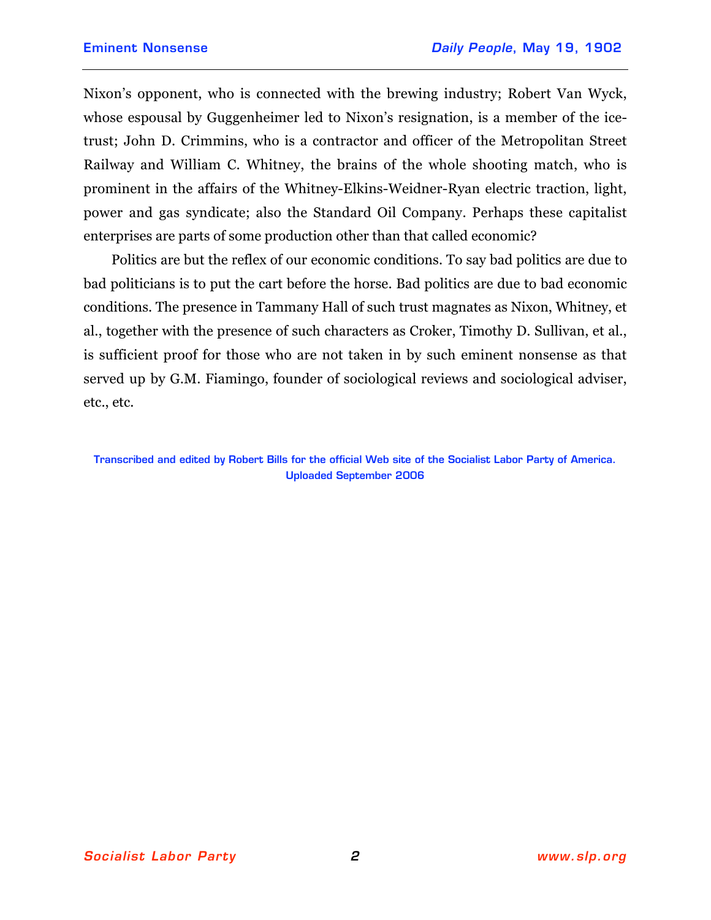Nixon's opponent, who is connected with the brewing industry; Robert Van Wyck, whose espousal by Guggenheimer led to Nixon's resignation, is a member of the ice-trust; John D. Crimmins, who is a contractor and officer of the Metropolitan Street Railway and William C. Whitney, the brains of the whole shooting match, who is prominent in the affairs of the Whitney-Elkins-Weidner-Ryan electric traction, light, power and gas syndicate; also the Standard Oil Company. Perhaps these capitalist enterprises are parts of some production other than that called economic?

Politics are but the reflex of our economic conditions. To say bad politics are due to bad politicians is to put the cart before the horse. Bad politics are due to bad economic conditions. The presence in Tammany Hall of such trust magnates as Nixon, Whitney, et al., together with the presence of such characters as Croker, Timothy D. Sullivan, et al., is sufficient proof for those who are not taken in by such eminent nonsense as that served up by G.M. Fiamingo, founder of sociological reviews and sociological adviser, etc., etc.

Transcribed and edited by Robert Bills for the official Web site of the Socialist Labor Party of America.
Uploaded September 2006